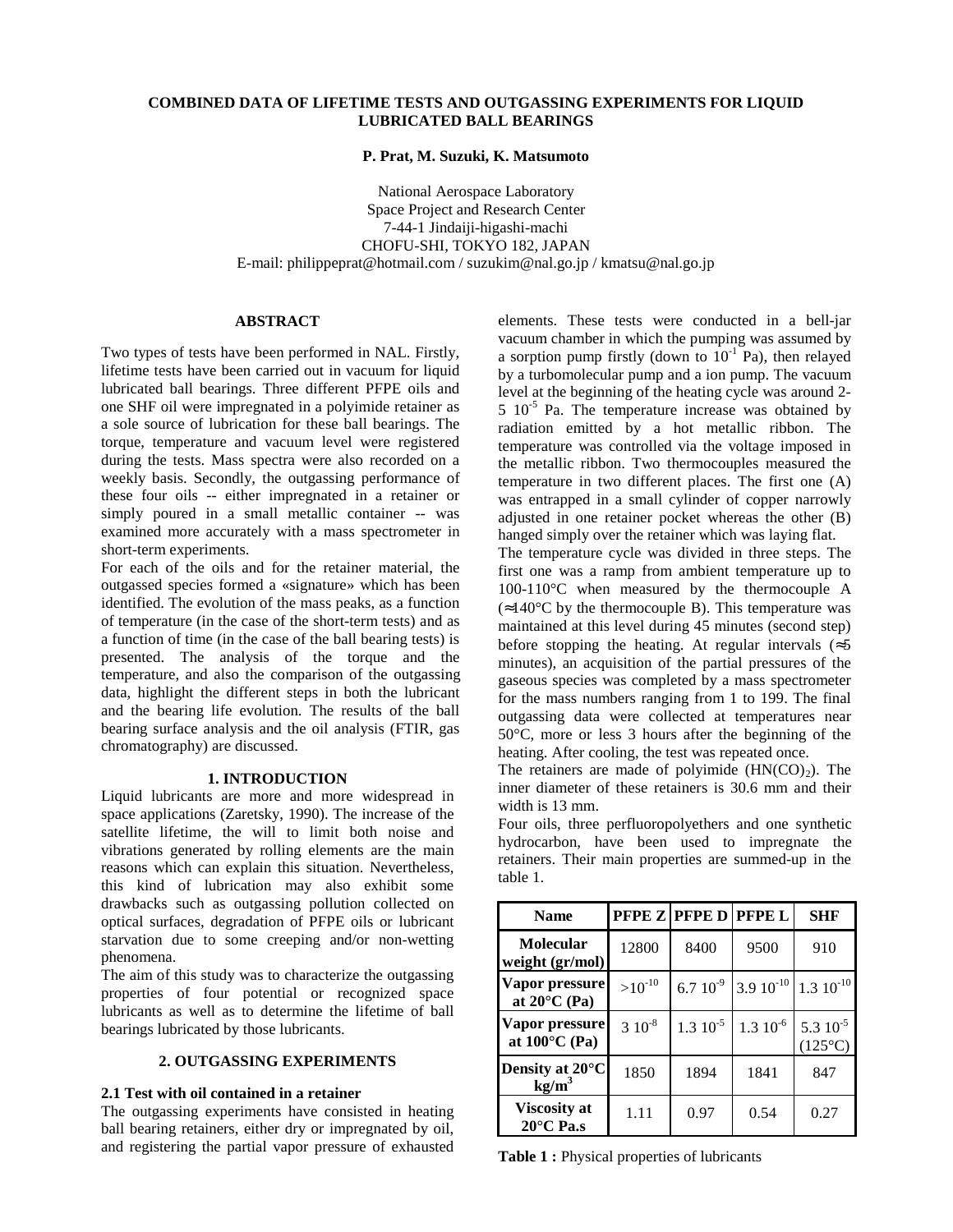# COMBINED DATA OF LIFETIME TESTS AND OUTGASSING EXPERIMENTS FOR LIQUID LUBRICATED BALL BEARINGS

**P. Prat, M. Suzuki, K. Matsumoto**

National Aerospace Laboratory
Space Project and Research Center
7-44-1 Jindaiji-higashi-machi
CHOFU-SHI, TOKYO 182, JAPAN
E-mail: philippeprat@hotmail.com / suzukim@nal.go.jp / kmatsu@nal.go.jp

## ABSTRACT

Two types of tests have been performed in NAL. Firstly, lifetime tests have been carried out in vacuum for liquid lubricated ball bearings. Three different PFPE oils and one SHF oil were impregnated in a polyimide retainer as a sole source of lubrication for these ball bearings. The torque, temperature and vacuum level were registered during the tests. Mass spectra were also recorded on a weekly basis. Secondly, the outgassing performance of these four oils -- either impregnated in a retainer or simply poured in a small metallic container -- was examined more accurately with a mass spectrometer in short-term experiments.

For each of the oils and for the retainer material, the outgassed species formed a «signature» which has been identified. The evolution of the mass peaks, as a function of temperature (in the case of the short-term tests) and as a function of time (in the case of the ball bearing tests) is presented. The analysis of the torque and the temperature, and also the comparison of the outgassing data, highlight the different steps in both the lubricant and the bearing life evolution. The results of the ball bearing surface analysis and the oil analysis (FTIR, gas chromatography) are discussed.

## 1. INTRODUCTION

Liquid lubricants are more and more widespread in space applications (Zaretsky, 1990). The increase of the satellite lifetime, the will to limit both noise and vibrations generated by rolling elements are the main reasons which can explain this situation. Nevertheless, this kind of lubrication may also exhibit some drawbacks such as outgassing pollution collected on optical surfaces, degradation of PFPE oils or lubricant starvation due to some creeping and/or non-wetting phenomena.

The aim of this study was to characterize the outgassing properties of four potential or recognized space lubricants as well as to determine the lifetime of ball bearings lubricated by those lubricants.

## 2. OUTGASSING EXPERIMENTS

### 2.1 Test with oil contained in a retainer

The outgassing experiments have consisted in heating ball bearing retainers, either dry or impregnated by oil, and registering the partial vapor pressure of exhausted elements. These tests were conducted in a bell-jar vacuum chamber in which the pumping was assumed by a sorption pump firstly (down to $10^{-1}$ Pa), then relayed by a turbomolecular pump and a ion pump. The vacuum level at the beginning of the heating cycle was around 2-5 $10^{-5}$ Pa. The temperature increase was obtained by radiation emitted by a hot metallic ribbon. The temperature was controlled via the voltage imposed in the metallic ribbon. Two thermocouples measured the temperature in two different places. The first one (A) was entrapped in a small cylinder of copper narrowly adjusted in one retainer pocket whereas the other (B) hanged simply over the retainer which was laying flat.

The temperature cycle was divided in three steps. The first one was a ramp from ambient temperature up to 100-110°C when measured by the thermocouple A (≈140°C by the thermocouple B). This temperature was maintained at this level during 45 minutes (second step) before stopping the heating. At regular intervals (≈5 minutes), an acquisition of the partial pressures of the gaseous species was completed by a mass spectrometer for the mass numbers ranging from 1 to 199. The final outgassing data were collected at temperatures near 50°C, more or less 3 hours after the beginning of the heating. After cooling, the test was repeated once.

The retainers are made of polyimide ($HN(CO)_2$). The inner diameter of these retainers is 30.6 mm and their width is 13 mm.

Four oils, three perfluoropolyethers and one synthetic hydrocarbon, have been used to impregnate the retainers. Their main properties are summed-up in the table 1.

| Name | PFPE Z | PFPE D | PFPE L | SHF |
|---|---|---|---|---|
| **Molecular weight (gr/mol)** | 12800 | 8400 | 9500 | 910 |
| **Vapor pressure at 20°C (Pa)** | $>10^{-10}$ | 6.7 $10^{-9}$ | 3.9 $10^{-10}$ | 1.3 $10^{-10}$ |
| **Vapor pressure at 100°C (Pa)** | 3 $10^{-8}$ | 1.3 $10^{-5}$ | 1.3 $10^{-6}$ | 5.3 $10^{-5}$ (125°C) |
| **Density at 20°C kg/m$^3$** | 1850 | 1894 | 1841 | 847 |
| **Viscosity at 20°C Pa.s** | 1.11 | 0.97 | 0.54 | 0.27 |

**Table 1 :** Physical properties of lubricants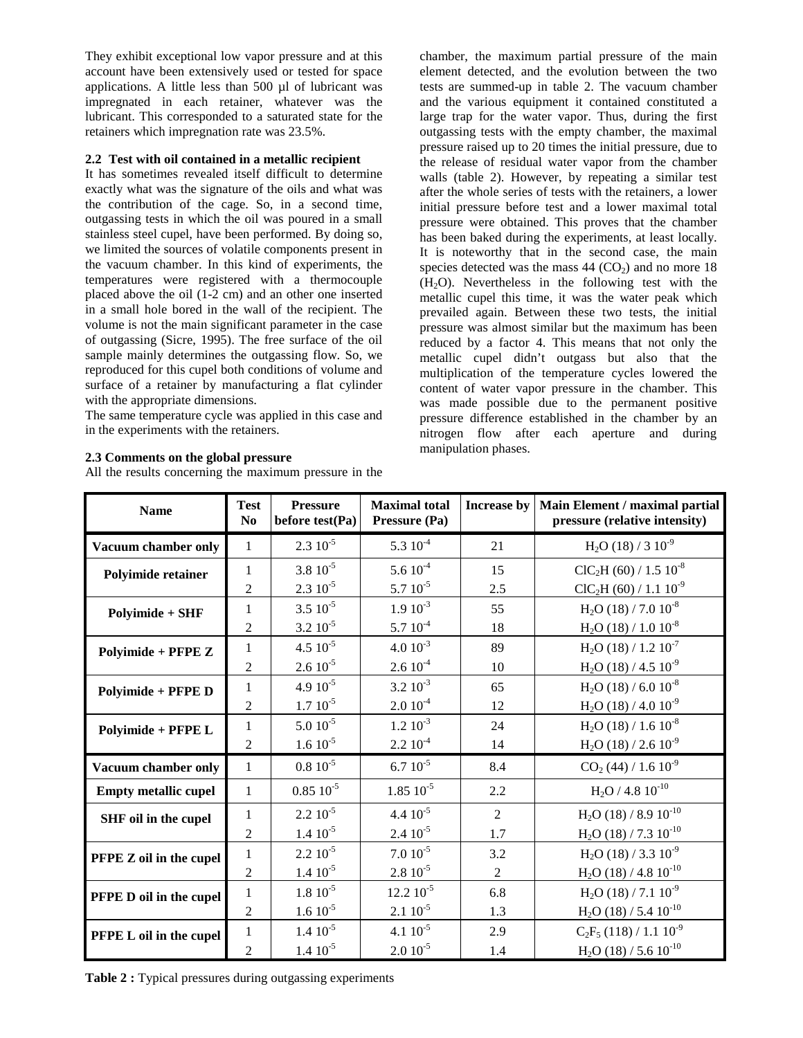They exhibit exceptional low vapor pressure and at this account have been extensively used or tested for space applications. A little less than 500 µl of lubricant was impregnated in each retainer, whatever was the lubricant. This corresponded to a saturated state for the retainers which impregnation rate was 23.5%.

### 2.2 Test with oil contained in a metallic recipient

It has sometimes revealed itself difficult to determine exactly what was the signature of the oils and what was the contribution of the cage. So, in a second time, outgassing tests in which the oil was poured in a small stainless steel cupel, have been performed. By doing so, we limited the sources of volatile components present in the vacuum chamber. In this kind of experiments, the temperatures were registered with a thermocouple placed above the oil (1-2 cm) and an other one inserted in a small hole bored in the wall of the recipient. The volume is not the main significant parameter in the case of outgassing (Sicre, 1995). The free surface of the oil sample mainly determines the outgassing flow. So, we reproduced for this cupel both conditions of volume and surface of a retainer by manufacturing a flat cylinder with the appropriate dimensions.

The same temperature cycle was applied in this case and in the experiments with the retainers.

### 2.3 Comments on the global pressure

All the results concerning the maximum pressure in the chamber, the maximum partial pressure of the main element detected, and the evolution between the two tests are summed-up in table 2. The vacuum chamber and the various equipment it contained constituted a large trap for the water vapor. Thus, during the first outgassing tests with the empty chamber, the maximal pressure raised up to 20 times the initial pressure, due to the release of residual water vapor from the chamber walls (table 2). However, by repeating a similar test after the whole series of tests with the retainers, a lower initial pressure before test and a lower maximal total pressure were obtained. This proves that the chamber has been baked during the experiments, at least locally. It is noteworthy that in the second case, the main species detected was the mass 44 ($CO_2$) and no more 18 ($H_2O$). Nevertheless in the following test with the metallic cupel this time, it was the water peak which prevailed again. Between these two tests, the initial pressure was almost similar but the maximum has been reduced by a factor 4. This means that not only the metallic cupel didn't outgass but also that the multiplication of the temperature cycles lowered the content of water vapor pressure in the chamber. This was made possible due to the permanent positive pressure difference established in the chamber by an nitrogen flow after each aperture and during manipulation phases.

| Name | Test No | Pressure before test(Pa) | Maximal total Pressure (Pa) | Increase by | Main Element / maximal partial pressure (relative intensity) |
|---|---|---|---|---|---|
| Vacuum chamber only | 1 | $2.3\ 10^{-5}$ | $5.3\ 10^{-4}$ | 21 | $H_2O$ (18) / $3\ 10^{-9}$ |
| Polyimide retainer | 1 | $3.8\ 10^{-5}$ | $5.6\ 10^{-4}$ | 15 | $ClC_2H$ (60) / $1.5\ 10^{-8}$ |
| | 2 | $2.3\ 10^{-5}$ | $5.7\ 10^{-5}$ | 2.5 | $ClC_2H$ (60) / $1.1\ 10^{-9}$ |
| Polyimide + SHF | 1 | $3.5\ 10^{-5}$ | $1.9\ 10^{-3}$ | 55 | $H_2O$ (18) / $7.0\ 10^{-8}$ |
| | 2 | $3.2\ 10^{-5}$ | $5.7\ 10^{-4}$ | 18 | $H_2O$ (18) / $1.0\ 10^{-8}$ |
| Polyimide + PFPE Z | 1 | $4.5\ 10^{-5}$ | $4.0\ 10^{-3}$ | 89 | $H_2O$ (18) / $1.2\ 10^{-7}$ |
| | 2 | $2.6\ 10^{-5}$ | $2.6\ 10^{-4}$ | 10 | $H_2O$ (18) / $4.5\ 10^{-9}$ |
| Polyimide + PFPE D | 1 | $4.9\ 10^{-5}$ | $3.2\ 10^{-3}$ | 65 | $H_2O$ (18) / $6.0\ 10^{-8}$ |
| | 2 | $1.7\ 10^{-5}$ | $2.0\ 10^{-4}$ | 12 | $H_2O$ (18) / $4.0\ 10^{-9}$ |
| Polyimide + PFPE L | 1 | $5.0\ 10^{-5}$ | $1.2\ 10^{-3}$ | 24 | $H_2O$ (18) / $1.6\ 10^{-8}$ |
| | 2 | $1.6\ 10^{-5}$ | $2.2\ 10^{-4}$ | 14 | $H_2O$ (18) / $2.6\ 10^{-9}$ |
| Vacuum chamber only | 1 | $0.8\ 10^{-5}$ | $6.7\ 10^{-5}$ | 8.4 | $CO_2$ (44) / $1.6\ 10^{-9}$ |
| Empty metallic cupel | 1 | $0.85\ 10^{-5}$ | $1.85\ 10^{-5}$ | 2.2 | $H_2O$ / $4.8\ 10^{-10}$ |
| SHF oil in the cupel | 1 | $2.2\ 10^{-5}$ | $4.4\ 10^{-5}$ | 2 | $H_2O$ (18) / $8.9\ 10^{-10}$ |
| | 2 | $1.4\ 10^{-5}$ | $2.4\ 10^{-5}$ | 1.7 | $H_2O$ (18) / $7.3\ 10^{-10}$ |
| PFPE Z oil in the cupel | 1 | $2.2\ 10^{-5}$ | $7.0\ 10^{-5}$ | 3.2 | $H_2O$ (18) / $3.3\ 10^{-9}$ |
| | 2 | $1.4\ 10^{-5}$ | $2.8\ 10^{-5}$ | 2 | $H_2O$ (18) / $4.8\ 10^{-10}$ |
| PFPE D oil in the cupel | 1 | $1.8\ 10^{-5}$ | $12.2\ 10^{-5}$ | 6.8 | $H_2O$ (18) / $7.1\ 10^{-9}$ |
| | 2 | $1.6\ 10^{-5}$ | $2.1\ 10^{-5}$ | 1.3 | $H_2O$ (18) / $5.4\ 10^{-10}$ |
| PFPE L oil in the cupel | 1 | $1.4\ 10^{-5}$ | $4.1\ 10^{-5}$ | 2.9 | $C_2F_5$ (118) / $1.1\ 10^{-9}$ |
| | 2 | $1.4\ 10^{-5}$ | $2.0\ 10^{-5}$ | 1.4 | $H_2O$ (18) / $5.6\ 10^{-10}$ |

**Table 2 :** Typical pressures during outgassing experiments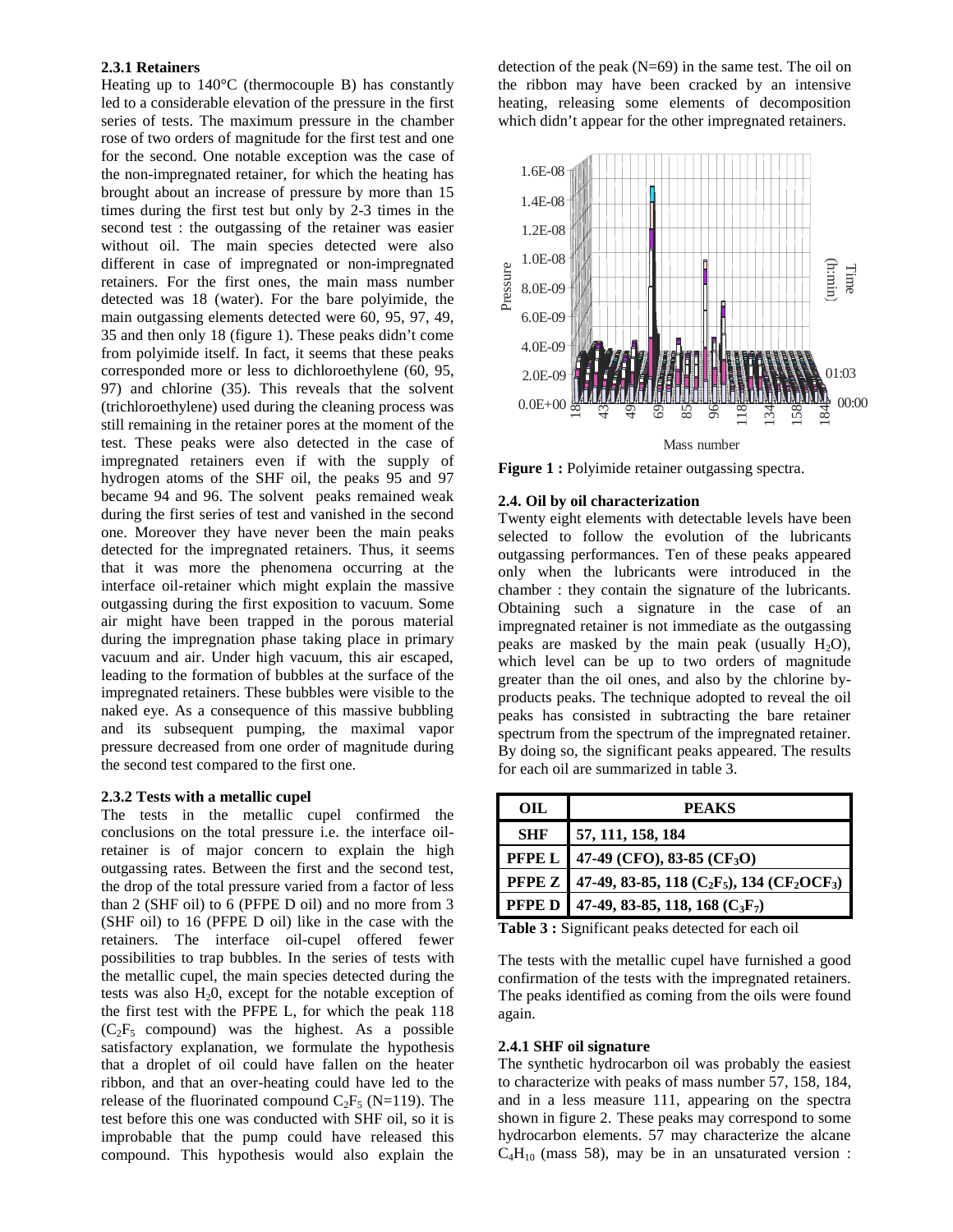#### 2.3.1 Retainers

Heating up to 140°C (thermocouple B) has constantly led to a considerable elevation of the pressure in the first series of tests. The maximum pressure in the chamber rose of two orders of magnitude for the first test and one for the second. One notable exception was the case of the non-impregnated retainer, for which the heating has brought about an increase of pressure by more than 15 times during the first test but only by 2-3 times in the second test : the outgassing of the retainer was easier without oil. The main species detected were also different in case of impregnated or non-impregnated retainers. For the first ones, the main mass number detected was 18 (water). For the bare polyimide, the main outgassing elements detected were 60, 95, 97, 49, 35 and then only 18 (figure 1). These peaks didn't come from polyimide itself. In fact, it seems that these peaks corresponded more or less to dichloroethylene (60, 95, 97) and chlorine (35). This reveals that the solvent (trichloroethylene) used during the cleaning process was still remaining in the retainer pores at the moment of the test. These peaks were also detected in the case of impregnated retainers even if with the supply of hydrogen atoms of the SHF oil, the peaks 95 and 97 became 94 and 96. The solvent peaks remained weak during the first series of test and vanished in the second one. Moreover they have never been the main peaks detected for the impregnated retainers. Thus, it seems that it was more the phenomena occurring at the interface oil-retainer which might explain the massive outgassing during the first exposition to vacuum. Some air might have been trapped in the porous material during the impregnation phase taking place in primary vacuum and air. Under high vacuum, this air escaped, leading to the formation of bubbles at the surface of the impregnated retainers. These bubbles were visible to the naked eye. As a consequence of this massive bubbling and its subsequent pumping, the maximal vapor pressure decreased from one order of magnitude during the second test compared to the first one.

#### 2.3.2 Tests with a metallic cupel

The tests in the metallic cupel confirmed the conclusions on the total pressure i.e. the interface oil-retainer is of major concern to explain the high outgassing rates. Between the first and the second test, the drop of the total pressure varied from a factor of less than 2 (SHF oil) to 6 (PFPE D oil) and no more from 3 (SHF oil) to 16 (PFPE D oil) like in the case with the retainers. The interface oil-cupel offered fewer possibilities to trap bubbles. In the series of tests with the metallic cupel, the main species detected during the tests was also $H_20$, except for the notable exception of the first test with the PFPE L, for which the peak 118 ($C_2F_5$ compound) was the highest. As a possible satisfactory explanation, we formulate the hypothesis that a droplet of oil could have fallen on the heater ribbon, and that an over-heating could have led to the release of the fluorinated compound $C_2F_5$ (N=119). The test before this one was conducted with SHF oil, so it is improbable that the pump could have released this compound. This hypothesis would also explain the detection of the peak (N=69) in the same test. The oil on the ribbon may have been cracked by an intensive heating, releasing some elements of decomposition which didn't appear for the other impregnated retainers.

**Figure 1 :** Polyimide retainer outgassing spectra.

### 2.4. Oil by oil characterization

Twenty eight elements with detectable levels have been selected to follow the evolution of the lubricants outgassing performances. Ten of these peaks appeared only when the lubricants were introduced in the chamber : they contain the signature of the lubricants. Obtaining such a signature in the case of an impregnated retainer is not immediate as the outgassing peaks are masked by the main peak (usually $H_2O$), which level can be up to two orders of magnitude greater than the oil ones, and also by the chlorine by-products peaks. The technique adopted to reveal the oil peaks has consisted in subtracting the bare retainer spectrum from the spectrum of the impregnated retainer. By doing so, the significant peaks appeared. The results for each oil are summarized in table 3.

| OIL | PEAKS |
|---|---|
| SHF | 57, 111, 158, 184 |
| PFPE L | 47-49 (CFO), 83-85 ($CF_3O$) |
| PFPE Z | 47-49, 83-85, 118 ($C_2F_5$), 134 ($CF_2OCF_3$) |
| PFPE D | 47-49, 83-85, 118, 168 ($C_3F_7$) |

**Table 3 :** Significant peaks detected for each oil

The tests with the metallic cupel have furnished a good confirmation of the tests with the impregnated retainers. The peaks identified as coming from the oils were found again.

#### 2.4.1 SHF oil signature

The synthetic hydrocarbon oil was probably the easiest to characterize with peaks of mass number 57, 158, 184, and in a less measure 111, appearing on the spectra shown in figure 2. These peaks may correspond to some hydrocarbon elements. 57 may characterize the alcane $C_4H_{10}$ (mass 58), may be in an unsaturated version :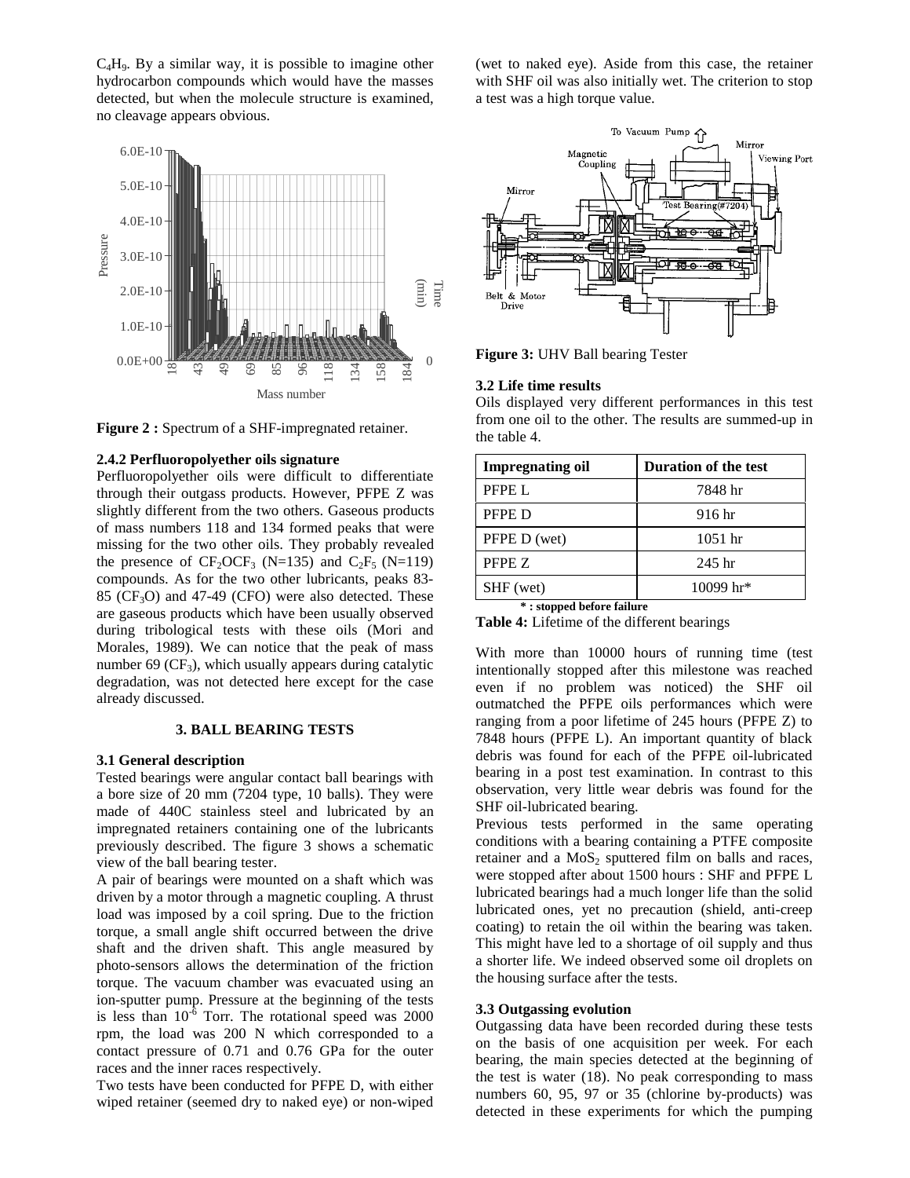$C_4H_9$. By a similar way, it is possible to imagine other hydrocarbon compounds which would have the masses detected, but when the molecule structure is examined, no cleavage appears obvious.

**Figure 2 :** Spectrum of a SHF-impregnated retainer.

#### 2.4.2 Perfluoropolyether oils signature

Perfluoropolyether oils were difficult to differentiate through their outgass products. However, PFPE Z was slightly different from the two others. Gaseous products of mass numbers 118 and 134 formed peaks that were missing for the two other oils. They probably revealed the presence of $CF_2OCF_3$ (N=135) and $C_2F_5$ (N=119) compounds. As for the two other lubricants, peaks 83-85 ($CF_3O$) and 47-49 (CFO) were also detected. These are gaseous products which have been usually observed during tribological tests with these oils (Mori and Morales, 1989). We can notice that the peak of mass number 69 ($CF_3$), which usually appears during catalytic degradation, was not detected here except for the case already discussed.

## 3. BALL BEARING TESTS

### 3.1 General description

Tested bearings were angular contact ball bearings with a bore size of 20 mm (7204 type, 10 balls). They were made of 440C stainless steel and lubricated by an impregnated retainers containing one of the lubricants previously described. The figure 3 shows a schematic view of the ball bearing tester.

A pair of bearings were mounted on a shaft which was driven by a motor through a magnetic coupling. A thrust load was imposed by a coil spring. Due to the friction torque, a small angle shift occurred between the drive shaft and the driven shaft. This angle measured by photo-sensors allows the determination of the friction torque. The vacuum chamber was evacuated using an ion-sputter pump. Pressure at the beginning of the tests is less than $10^{-6}$ Torr. The rotational speed was 2000 rpm, the load was 200 N which corresponded to a contact pressure of 0.71 and 0.76 GPa for the outer races and the inner races respectively.

Two tests have been conducted for PFPE D, with either wiped retainer (seemed dry to naked eye) or non-wiped (wet to naked eye). Aside from this case, the retainer with SHF oil was also initially wet. The criterion to stop a test was a high torque value.

**Figure 3:** UHV Ball bearing Tester

### 3.2 Life time results

Oils displayed very different performances in this test from one oil to the other. The results are summed-up in the table 4.

| Impregnating oil | Duration of the test |
|---|---|
| PFPE L | 7848 hr |
| PFPE D | 916 hr |
| PFPE D (wet) | 1051 hr |
| PFPE Z | 245 hr |
| SHF (wet) | 10099 hr* |

**\* : stopped before failure**

**Table 4:** Lifetime of the different bearings

With more than 10000 hours of running time (test intentionally stopped after this milestone was reached even if no problem was noticed) the SHF oil outmatched the PFPE oils performances which were ranging from a poor lifetime of 245 hours (PFPE Z) to 7848 hours (PFPE L). An important quantity of black debris was found for each of the PFPE oil-lubricated bearing in a post test examination. In contrast to this observation, very little wear debris was found for the SHF oil-lubricated bearing.

Previous tests performed in the same operating conditions with a bearing containing a PTFE composite retainer and a $MoS_2$ sputtered film on balls and races, were stopped after about 1500 hours : SHF and PFPE L lubricated bearings had a much longer life than the solid lubricated ones, yet no precaution (shield, anti-creep coating) to retain the oil within the bearing was taken. This might have led to a shortage of oil supply and thus a shorter life. We indeed observed some oil droplets on the housing surface after the tests.

### 3.3 Outgassing evolution

Outgassing data have been recorded during these tests on the basis of one acquisition per week. For each bearing, the main species detected at the beginning of the test is water (18). No peak corresponding to mass numbers 60, 95, 97 or 35 (chlorine by-products) was detected in these experiments for which the pumping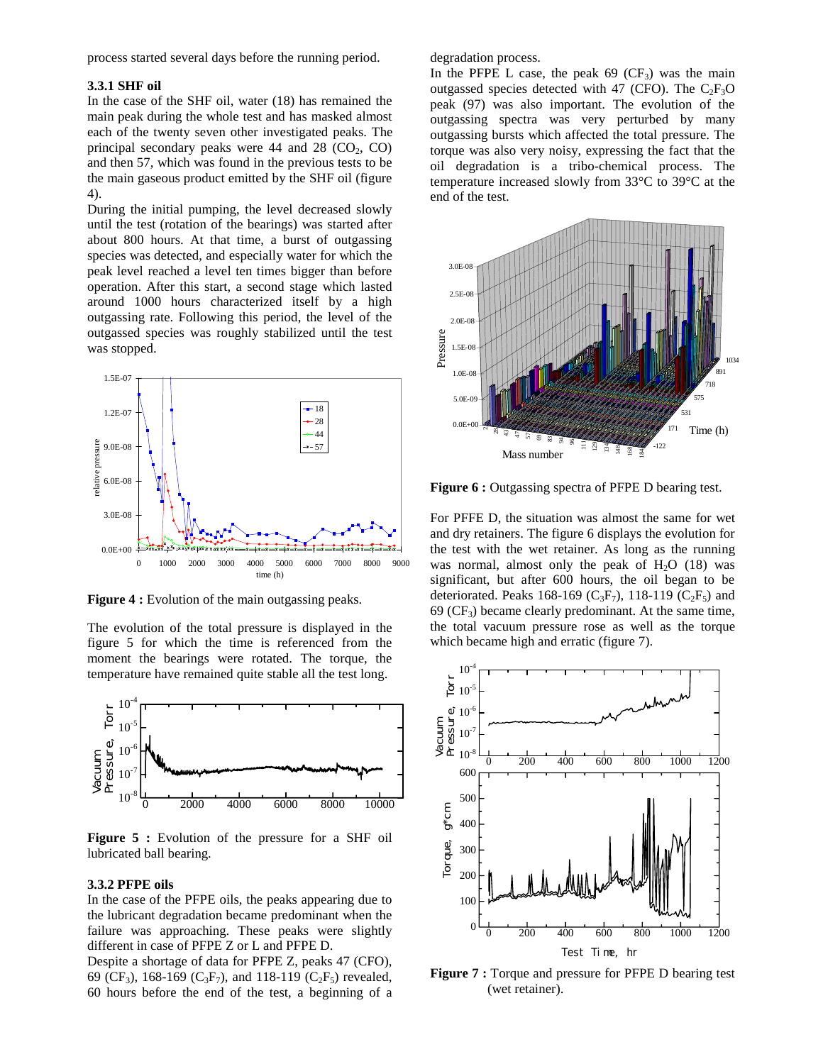process started several days before the running period.

### 3.3.1 SHF oil

In the case of the SHF oil, water (18) has remained the main peak during the whole test and has masked almost each of the twenty seven other investigated peaks. The principal secondary peaks were 44 and 28 ($CO_2$, CO) and then 57, which was found in the previous tests to be the main gaseous product emitted by the SHF oil (figure 4).

During the initial pumping, the level decreased slowly until the test (rotation of the bearings) was started after about 800 hours. At that time, a burst of outgassing species was detected, and especially water for which the peak level reached a level ten times bigger than before operation. After this start, a second stage which lasted around 1000 hours characterized itself by a high outgassing rate. Following this period, the level of the outgassed species was roughly stabilized until the test was stopped.

**Figure 4 :** Evolution of the main outgassing peaks.

The evolution of the total pressure is displayed in the figure 5 for which the time is referenced from the moment the bearings were rotated. The torque, the temperature have remained quite stable all the test long.

**Figure 5 :** Evolution of the pressure for a SHF oil lubricated ball bearing.

### 3.3.2 PFPE oils

In the case of the PFPE oils, the peaks appearing due to the lubricant degradation became predominant when the failure was approaching. These peaks were slightly different in case of PFPE Z or L and PFPE D.

Despite a shortage of data for PFPE Z, peaks 47 (CFO), 69 ($CF_3$), 168-169 ($C_3F_7$), and 118-119 ($C_2F_5$) revealed, 60 hours before the end of the test, a beginning of a degradation process.

In the PFPE L case, the peak 69 ($CF_3$) was the main outgassed species detected with 47 (CFO). The $C_2F_3O$ peak (97) was also important. The evolution of the outgassing spectra was very perturbed by many outgassing bursts which affected the total pressure. The torque was also very noisy, expressing the fact that the oil degradation is a tribo-chemical process. The temperature increased slowly from 33°C to 39°C at the end of the test.

**Figure 6 :** Outgassing spectra of PFPE D bearing test.

For PFFE D, the situation was almost the same for wet and dry retainers. The figure 6 displays the evolution for the test with the wet retainer. As long as the running was normal, almost only the peak of $H_2O$ (18) was significant, but after 600 hours, the oil began to be deteriorated. Peaks 168-169 ($C_3F_7$), 118-119 ($C_2F_5$) and 69 ($CF_3$) became clearly predominant. At the same time, the total vacuum pressure rose as well as the torque which became high and erratic (figure 7).

**Figure 7 :** Torque and pressure for PFPE D bearing test (wet retainer).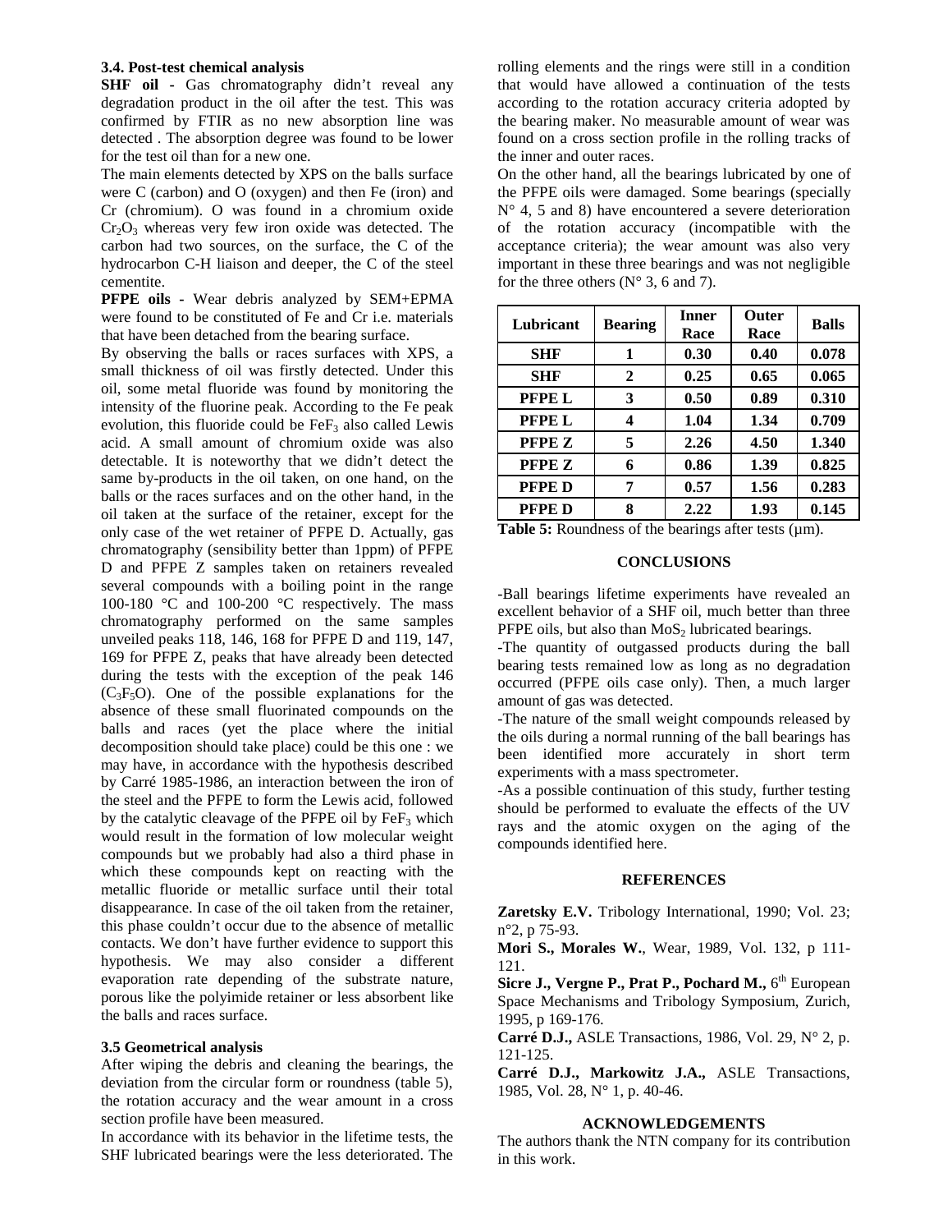### 3.4. Post-test chemical analysis

**SHF oil -** Gas chromatography didn't reveal any degradation product in the oil after the test. This was confirmed by FTIR as no new absorption line was detected . The absorption degree was found to be lower for the test oil than for a new one.

The main elements detected by XPS on the balls surface were C (carbon) and O (oxygen) and then Fe (iron) and Cr (chromium). O was found in a chromium oxide $Cr_2O_3$ whereas very few iron oxide was detected. The carbon had two sources, on the surface, the C of the hydrocarbon C-H liaison and deeper, the C of the steel cementite.

**PFPE oils -** Wear debris analyzed by SEM+EPMA were found to be constituted of Fe and Cr i.e. materials that have been detached from the bearing surface.

By observing the balls or races surfaces with XPS, a small thickness of oil was firstly detected. Under this oil, some metal fluoride was found by monitoring the intensity of the fluorine peak. According to the Fe peak evolution, this fluoride could be $FeF_3$ also called Lewis acid. A small amount of chromium oxide was also detectable. It is noteworthy that we didn't detect the same by-products in the oil taken, on one hand, on the balls or the races surfaces and on the other hand, in the oil taken at the surface of the retainer, except for the only case of the wet retainer of PFPE D. Actually, gas chromatography (sensibility better than 1ppm) of PFPE D and PFPE Z samples taken on retainers revealed several compounds with a boiling point in the range 100-180 °C and 100-200 °C respectively. The mass chromatography performed on the same samples unveiled peaks 118, 146, 168 for PFPE D and 119, 147, 169 for PFPE Z, peaks that have already been detected during the tests with the exception of the peak 146 ($C_3F_5O$). One of the possible explanations for the absence of these small fluorinated compounds on the balls and races (yet the place where the initial decomposition should take place) could be this one : we may have, in accordance with the hypothesis described by Carré 1985-1986, an interaction between the iron of the steel and the PFPE to form the Lewis acid, followed by the catalytic cleavage of the PFPE oil by $FeF_3$ which would result in the formation of low molecular weight compounds but we probably had also a third phase in which these compounds kept on reacting with the metallic fluoride or metallic surface until their total disappearance. In case of the oil taken from the retainer, this phase couldn't occur due to the absence of metallic contacts. We don't have further evidence to support this hypothesis. We may also consider a different evaporation rate depending of the substrate nature, porous like the polyimide retainer or less absorbent like the balls and races surface.

### 3.5 Geometrical analysis

After wiping the debris and cleaning the bearings, the deviation from the circular form or roundness (table 5), the rotation accuracy and the wear amount in a cross section profile have been measured.

In accordance with its behavior in the lifetime tests, the SHF lubricated bearings were the less deteriorated. The rolling elements and the rings were still in a condition that would have allowed a continuation of the tests according to the rotation accuracy criteria adopted by the bearing maker. No measurable amount of wear was found on a cross section profile in the rolling tracks of the inner and outer races.

On the other hand, all the bearings lubricated by one of the PFPE oils were damaged. Some bearings (specially N° 4, 5 and 8) have encountered a severe deterioration of the rotation accuracy (incompatible with the acceptance criteria); the wear amount was also very important in these three bearings and was not negligible for the three others (N° 3, 6 and 7).

| Lubricant | Bearing | Inner Race | Outer Race | Balls |
|---|---|---|---|---|
| **SHF** | **1** | **0.30** | **0.40** | **0.078** |
| **SHF** | **2** | **0.25** | **0.65** | **0.065** |
| **PFPE L** | **3** | **0.50** | **0.89** | **0.310** |
| **PFPE L** | **4** | **1.04** | **1.34** | **0.709** |
| **PFPE Z** | **5** | **2.26** | **4.50** | **1.340** |
| **PFPE Z** | **6** | **0.86** | **1.39** | **0.825** |
| **PFPE D** | **7** | **0.57** | **1.56** | **0.283** |
| **PFPE D** | **8** | **2.22** | **1.93** | **0.145** |

**Table 5:** Roundness of the bearings after tests (µm).

## CONCLUSIONS

-Ball bearings lifetime experiments have revealed an excellent behavior of a SHF oil, much better than three PFPE oils, but also than $MoS_2$ lubricated bearings.

-The quantity of outgassed products during the ball bearing tests remained low as long as no degradation occurred (PFPE oils case only). Then, a much larger amount of gas was detected.

-The nature of the small weight compounds released by the oils during a normal running of the ball bearings has been identified more accurately in short term experiments with a mass spectrometer.

-As a possible continuation of this study, further testing should be performed to evaluate the effects of the UV rays and the atomic oxygen on the aging of the compounds identified here.

## REFERENCES

**Zaretsky E.V.** Tribology International, 1990; Vol. 23; n°2, p 75-93.

**Mori S., Morales W.**, Wear, 1989, Vol. 132, p 111-121.

**Sicre J., Vergne P., Prat P., Pochard M.,** 6th European Space Mechanisms and Tribology Symposium, Zurich, 1995, p 169-176.

**Carré D.J.,** ASLE Transactions, 1986, Vol. 29, N° 2, p. 121-125.

**Carré D.J., Markowitz J.A.,** ASLE Transactions, 1985, Vol. 28, N° 1, p. 40-46.

## ACKNOWLEDGEMENTS

The authors thank the NTN company for its contribution in this work.